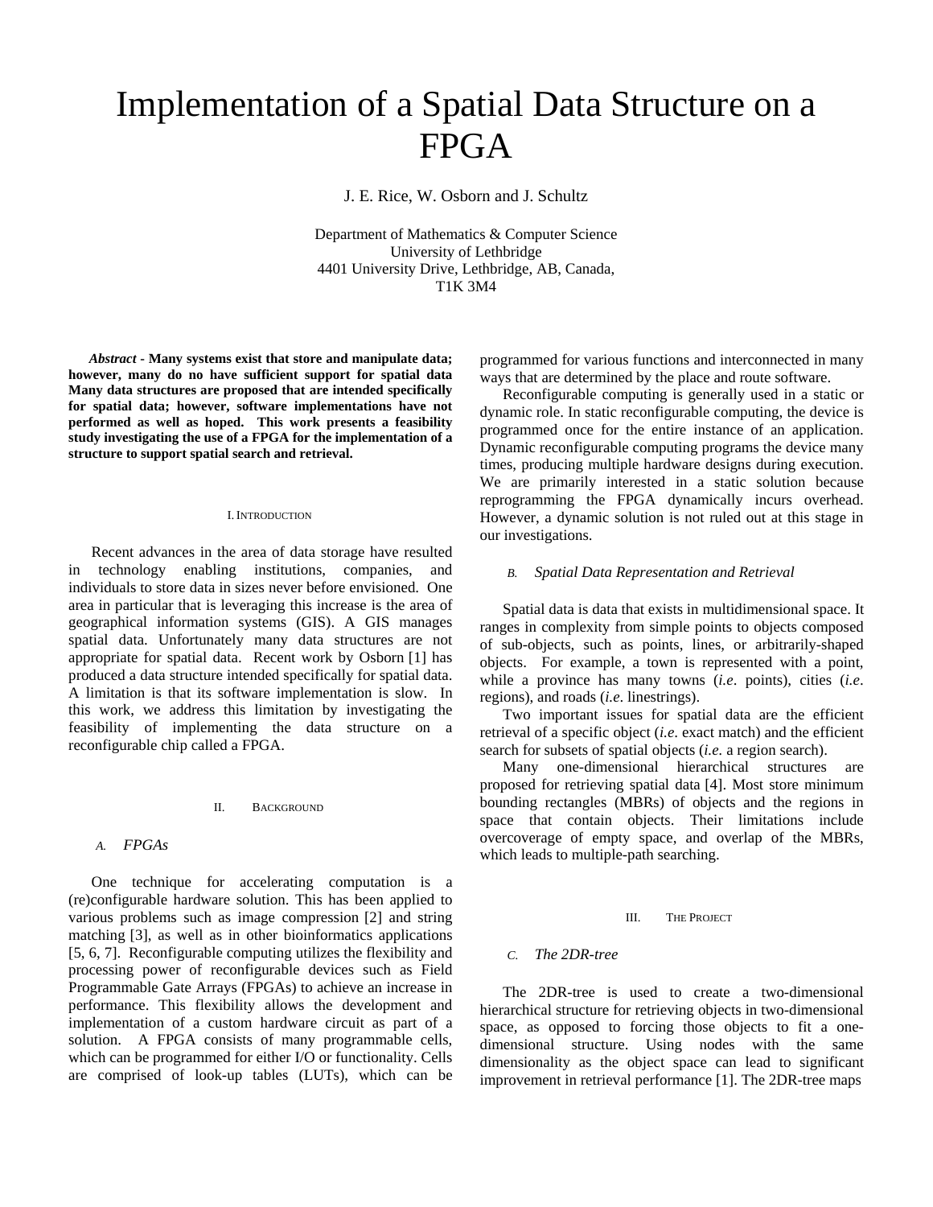# Implementation of a Spatial Data Structure on a FPGA

J. E. Rice, W. Osborn and J. Schultz

Department of Mathematics & Computer Science
University of Lethbridge
4401 University Drive, Lethbridge, AB, Canada,
T1K 3M4

***Abstract*** **- Many systems exist that store and manipulate data; however, many do no have sufficient support for spatial data Many data structures are proposed that are intended specifically for spatial data; however, software implementations have not performed as well as hoped. This work presents a feasibility study investigating the use of a FPGA for the implementation of a structure to support spatial search and retrieval.**

## I. Introduction

Recent advances in the area of data storage have resulted in technology enabling institutions, companies, and individuals to store data in sizes never before envisioned. One area in particular that is leveraging this increase is the area of geographical information systems (GIS). A GIS manages spatial data. Unfortunately many data structures are not appropriate for spatial data. Recent work by Osborn [1] has produced a data structure intended specifically for spatial data. A limitation is that its software implementation is slow. In this work, we address this limitation by investigating the feasibility of implementing the data structure on a reconfigurable chip called a FPGA.

## II. Background

### A. FPGAs

One technique for accelerating computation is a (re)configurable hardware solution. This has been applied to various problems such as image compression [2] and string matching [3], as well as in other bioinformatics applications [5, 6, 7]. Reconfigurable computing utilizes the flexibility and processing power of reconfigurable devices such as Field Programmable Gate Arrays (FPGAs) to achieve an increase in performance. This flexibility allows the development and implementation of a custom hardware circuit as part of a solution. A FPGA consists of many programmable cells, which can be programmed for either I/O or functionality. Cells are comprised of look-up tables (LUTs), which can be programmed for various functions and interconnected in many ways that are determined by the place and route software.

Reconfigurable computing is generally used in a static or dynamic role. In static reconfigurable computing, the device is programmed once for the entire instance of an application. Dynamic reconfigurable computing programs the device many times, producing multiple hardware designs during execution. We are primarily interested in a static solution because reprogramming the FPGA dynamically incurs overhead. However, a dynamic solution is not ruled out at this stage in our investigations.

### B. Spatial Data Representation and Retrieval

Spatial data is data that exists in multidimensional space. It ranges in complexity from simple points to objects composed of sub-objects, such as points, lines, or arbitrarily-shaped objects. For example, a town is represented with a point, while a province has many towns (*i.e.* points), cities (*i.e.* regions), and roads (*i.e.* linestrings).

Two important issues for spatial data are the efficient retrieval of a specific object (*i.e.* exact match) and the efficient search for subsets of spatial objects (*i.e.* a region search).

Many one-dimensional hierarchical structures are proposed for retrieving spatial data [4]. Most store minimum bounding rectangles (MBRs) of objects and the regions in space that contain objects. Their limitations include overcoverage of empty space, and overlap of the MBRs, which leads to multiple-path searching.

## III. The Project

### C. The 2DR-tree

The 2DR-tree is used to create a two-dimensional hierarchical structure for retrieving objects in two-dimensional space, as opposed to forcing those objects to fit a one-dimensional structure. Using nodes with the same dimensionality as the object space can lead to significant improvement in retrieval performance [1]. The 2DR-tree maps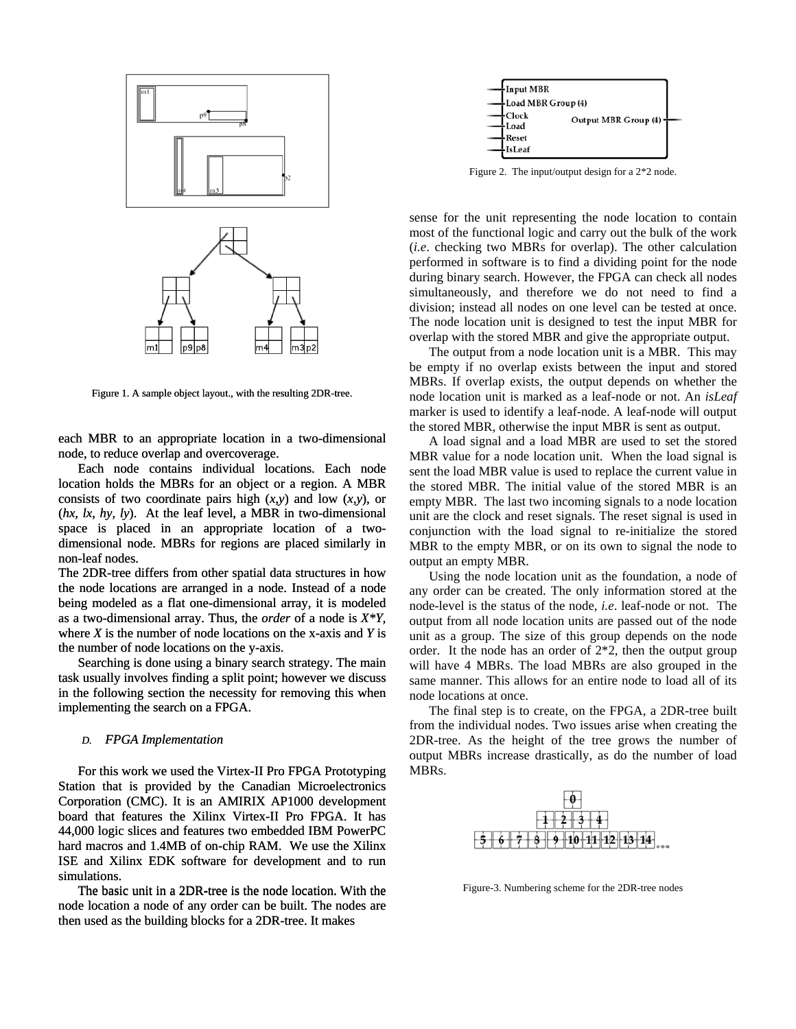Figure 1. A sample object layout., with the resulting 2DR-tree.

each MBR to an appropriate location in a two-dimensional node, to reduce overlap and overcoverage.

Each node contains individual locations. Each node location holds the MBRs for an object or a region. A MBR consists of two coordinate pairs high (*x*,*y*) and low (*x*,*y*), or (*hx, lx, hy, ly*). At the leaf level, a MBR in two-dimensional space is placed in an appropriate location of a two-dimensional node. MBRs for regions are placed similarly in non-leaf nodes.

The 2DR-tree differs from other spatial data structures in how the node locations are arranged in a node. Instead of a node being modeled as a flat one-dimensional array, it is modeled as a two-dimensional array. Thus, the *order* of a node is *X\*Y*, where *X* is the number of node locations on the x-axis and *Y* is the number of node locations on the y-axis.

Searching is done using a binary search strategy. The main task usually involves finding a split point; however we discuss in the following section the necessity for removing this when implementing the search on a FPGA.

### D. *FPGA Implementation*

For this work we used the Virtex-II Pro FPGA Prototyping Station that is provided by the Canadian Microelectronics Corporation (CMC). It is an AMIRIX AP1000 development board that features the Xilinx Virtex-II Pro FPGA. It has 44,000 logic slices and features two embedded IBM PowerPC hard macros and 1.4MB of on-chip RAM. We use the Xilinx ISE and Xilinx EDK software for development and to run simulations.

The basic unit in a 2DR-tree is the node location. With the node location a node of any order can be built. The nodes are then used as the building blocks for a 2DR-tree. It makes sense for the unit representing the node location to contain most of the functional logic and carry out the bulk of the work (*i.e*. checking two MBRs for overlap). The other calculation performed in software is to find a dividing point for the node during binary search. However, the FPGA can check all nodes simultaneously, and therefore we do not need to find a division; instead all nodes on one level can be tested at once. The node location unit is designed to test the input MBR for overlap with the stored MBR and give the appropriate output.

Figure 2. The input/output design for a 2*2 node.

The output from a node location unit is a MBR. This may be empty if no overlap exists between the input and stored MBRs. If overlap exists, the output depends on whether the node location unit is marked as a leaf-node or not. An *isLeaf* marker is used to identify a leaf-node. A leaf-node will output the stored MBR, otherwise the input MBR is sent as output.

A load signal and a load MBR are used to set the stored MBR value for a node location unit. When the load signal is sent the load MBR value is used to replace the current value in the stored MBR. The initial value of the stored MBR is an empty MBR. The last two incoming signals to a node location unit are the clock and reset signals. The reset signal is used in conjunction with the load signal to re-initialize the stored MBR to the empty MBR, or on its own to signal the node to output an empty MBR.

Using the node location unit as the foundation, a node of any order can be created. The only information stored at the node-level is the status of the node, *i.e*. leaf-node or not. The output from all node location units are passed out of the node unit as a group. The size of this group depends on the node order. It the node has an order of 2*2, then the output group will have 4 MBRs. The load MBRs are also grouped in the same manner. This allows for an entire node to load all of its node locations at once.

The final step is to create, on the FPGA, a 2DR-tree built from the individual nodes. Two issues arise when creating the 2DR-tree. As the height of the tree grows the number of output MBRs increase drastically, as do the number of load MBRs.

Figure-3. Numbering scheme for the 2DR-tree nodes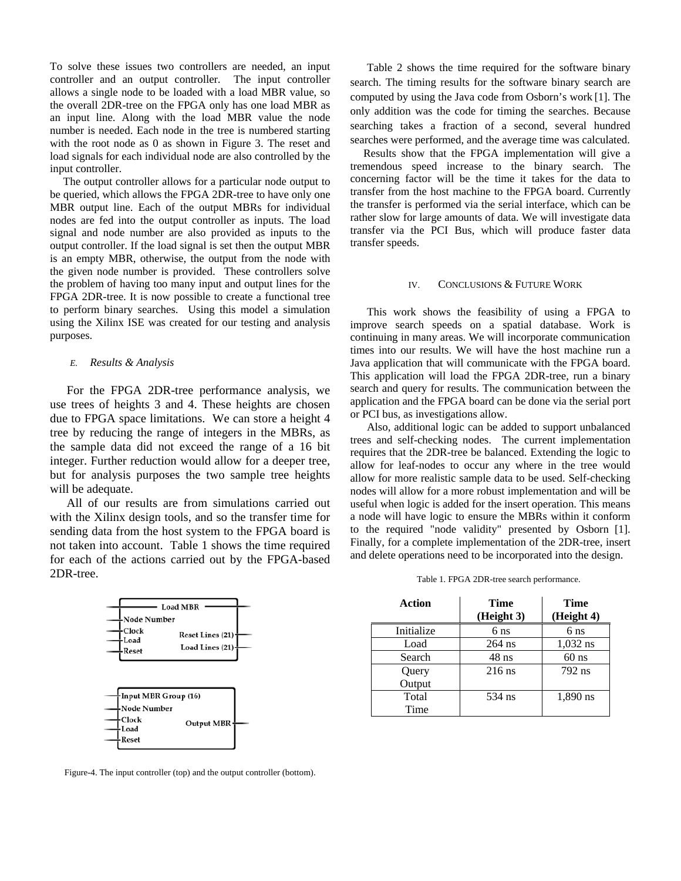To solve these issues two controllers are needed, an input controller and an output controller. The input controller allows a single node to be loaded with a load MBR value, so the overall 2DR-tree on the FPGA only has one load MBR as an input line. Along with the load MBR value the node number is needed. Each node in the tree is numbered starting with the root node as 0 as shown in Figure 3. The reset and load signals for each individual node are also controlled by the input controller.

The output controller allows for a particular node output to be queried, which allows the FPGA 2DR-tree to have only one MBR output line. Each of the output MBRs for individual nodes are fed into the output controller as inputs. The load signal and node number are also provided as inputs to the output controller. If the load signal is set then the output MBR is an empty MBR, otherwise, the output from the node with the given node number is provided. These controllers solve the problem of having too many input and output lines for the FPGA 2DR-tree. It is now possible to create a functional tree to perform binary searches. Using this model a simulation using the Xilinx ISE was created for our testing and analysis purposes.

### E. Results & Analysis

For the FPGA 2DR-tree performance analysis, we use trees of heights 3 and 4. These heights are chosen due to FPGA space limitations. We can store a height 4 tree by reducing the range of integers in the MBRs, as the sample data did not exceed the range of a 16 bit integer. Further reduction would allow for a deeper tree, but for analysis purposes the two sample tree heights will be adequate.

All of our results are from simulations carried out with the Xilinx design tools, and so the transfer time for sending data from the host system to the FPGA board is not taken into account. Table 1 shows the time required for each of the actions carried out by the FPGA-based 2DR-tree.

Load MBR | Node Number | Clock | Load | Reset | Reset Lines (21) | Load Lines (21)

Input MBR Group (16) | Node Number | Clock | Load | Reset | Output MBR

Figure-4. The input controller (top) and the output controller (bottom).

Table 2 shows the time required for the software binary search. The timing results for the software binary search are computed by using the Java code from Osborn's work [1]. The only addition was the code for timing the searches. Because searching takes a fraction of a second, several hundred searches were performed, and the average time was calculated.

Results show that the FPGA implementation will give a tremendous speed increase to the binary search. The concerning factor will be the time it takes for the data to transfer from the host machine to the FPGA board. Currently the transfer is performed via the serial interface, which can be rather slow for large amounts of data. We will investigate data transfer via the PCI Bus, which will produce faster data transfer speeds.

## IV. Conclusions & Future Work

This work shows the feasibility of using a FPGA to improve search speeds on a spatial database. Work is continuing in many areas. We will incorporate communication times into our results. We will have the host machine run a Java application that will communicate with the FPGA board. This application will load the FPGA 2DR-tree, run a binary search and query for results. The communication between the application and the FPGA board can be done via the serial port or PCI bus, as investigations allow.

Also, additional logic can be added to support unbalanced trees and self-checking nodes. The current implementation requires that the 2DR-tree be balanced. Extending the logic to allow for leaf-nodes to occur any where in the tree would allow for more realistic sample data to be used. Self-checking nodes will allow for a more robust implementation and will be useful when logic is added for the insert operation. This means a node will have logic to ensure the MBRs within it conform to the required "node validity" presented by Osborn [1]. Finally, for a complete implementation of the 2DR-tree, insert and delete operations need to be incorporated into the design.

Table 1. FPGA 2DR-tree search performance.

| Action | Time (Height 3) | Time (Height 4) |
|---|---|---|
| Initialize | 6 ns | 6 ns |
| Load | 264 ns | 1,032 ns |
| Search | 48 ns | 60 ns |
| Query Output | 216 ns | 792 ns |
| Total Time | 534 ns | 1,890 ns |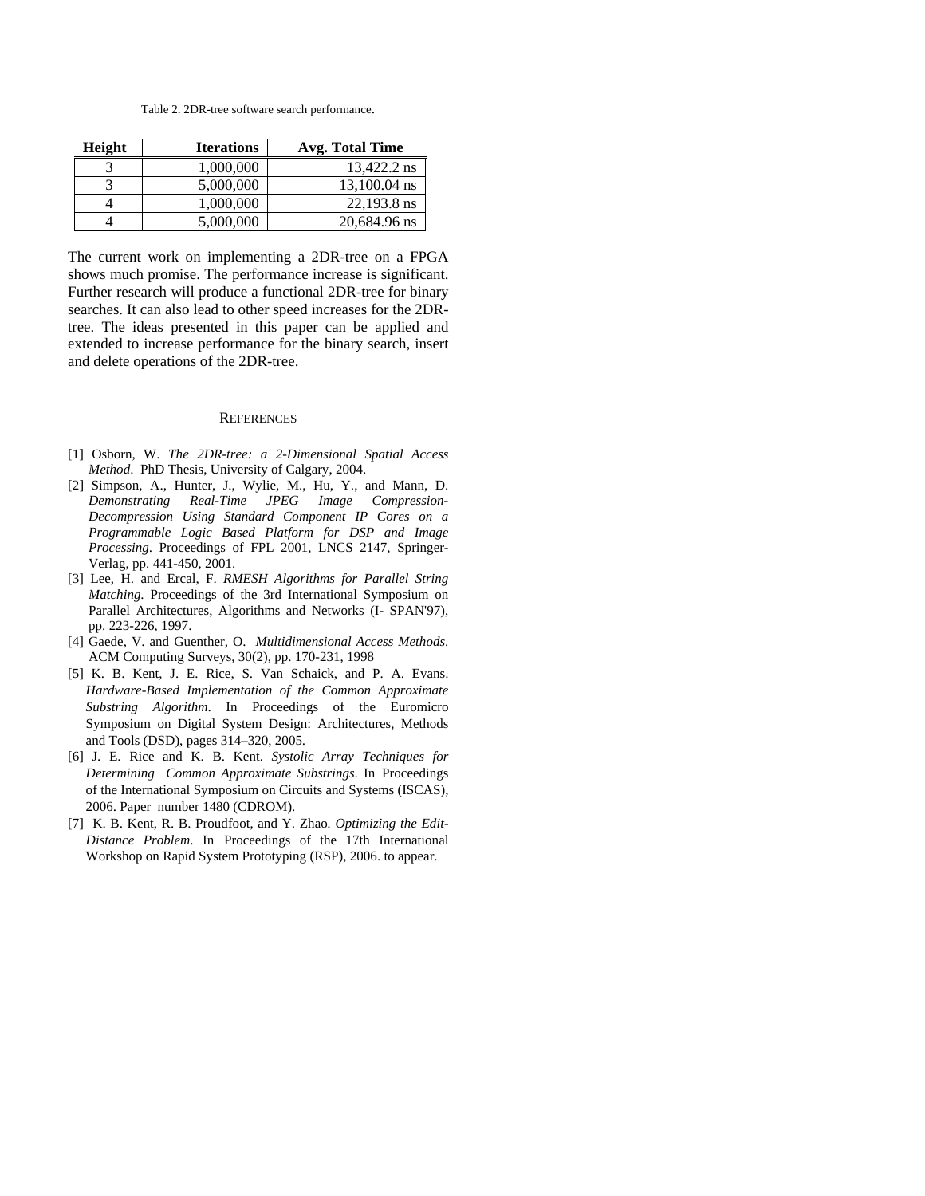Table 2. 2DR-tree software search performance.

| Height | Iterations | Avg. Total Time |
|---|---|---|
| 3 | 1,000,000 | 13,422.2 ns |
| 3 | 5,000,000 | 13,100.04 ns |
| 4 | 1,000,000 | 22,193.8 ns |
| 4 | 5,000,000 | 20,684.96 ns |

The current work on implementing a 2DR-tree on a FPGA shows much promise. The performance increase is significant. Further research will produce a functional 2DR-tree for binary searches. It can also lead to other speed increases for the 2DR-tree. The ideas presented in this paper can be applied and extended to increase performance for the binary search, insert and delete operations of the 2DR-tree.

## REFERENCES

[1] Osborn, W. *The 2DR-tree: a 2-Dimensional Spatial Access Method*. PhD Thesis, University of Calgary, 2004.

[2] Simpson, A., Hunter, J., Wylie, M., Hu, Y., and Mann, D. *Demonstrating Real-Time JPEG Image Compression-Decompression Using Standard Component IP Cores on a Programmable Logic Based Platform for DSP and Image Processing*. Proceedings of FPL 2001, LNCS 2147, Springer-Verlag, pp. 441-450, 2001.

[3] Lee, H. and Ercal, F. *RMESH Algorithms for Parallel String Matching*. Proceedings of the 3rd International Symposium on Parallel Architectures, Algorithms and Networks (I- SPAN'97), pp. 223-226, 1997.

[4] Gaede, V. and Guenther, O. *Multidimensional Access Methods*. ACM Computing Surveys, 30(2), pp. 170-231, 1998

[5] K. B. Kent, J. E. Rice, S. Van Schaick, and P. A. Evans. *Hardware-Based Implementation of the Common Approximate Substring Algorithm*. In Proceedings of the Euromicro Symposium on Digital System Design: Architectures, Methods and Tools (DSD), pages 314–320, 2005.

[6] J. E. Rice and K. B. Kent. *Systolic Array Techniques for Determining Common Approximate Substrings*. In Proceedings of the International Symposium on Circuits and Systems (ISCAS), 2006. Paper number 1480 (CDROM).

[7] K. B. Kent, R. B. Proudfoot, and Y. Zhao. *Optimizing the Edit-Distance Problem*. In Proceedings of the 17th International Workshop on Rapid System Prototyping (RSP), 2006. to appear.